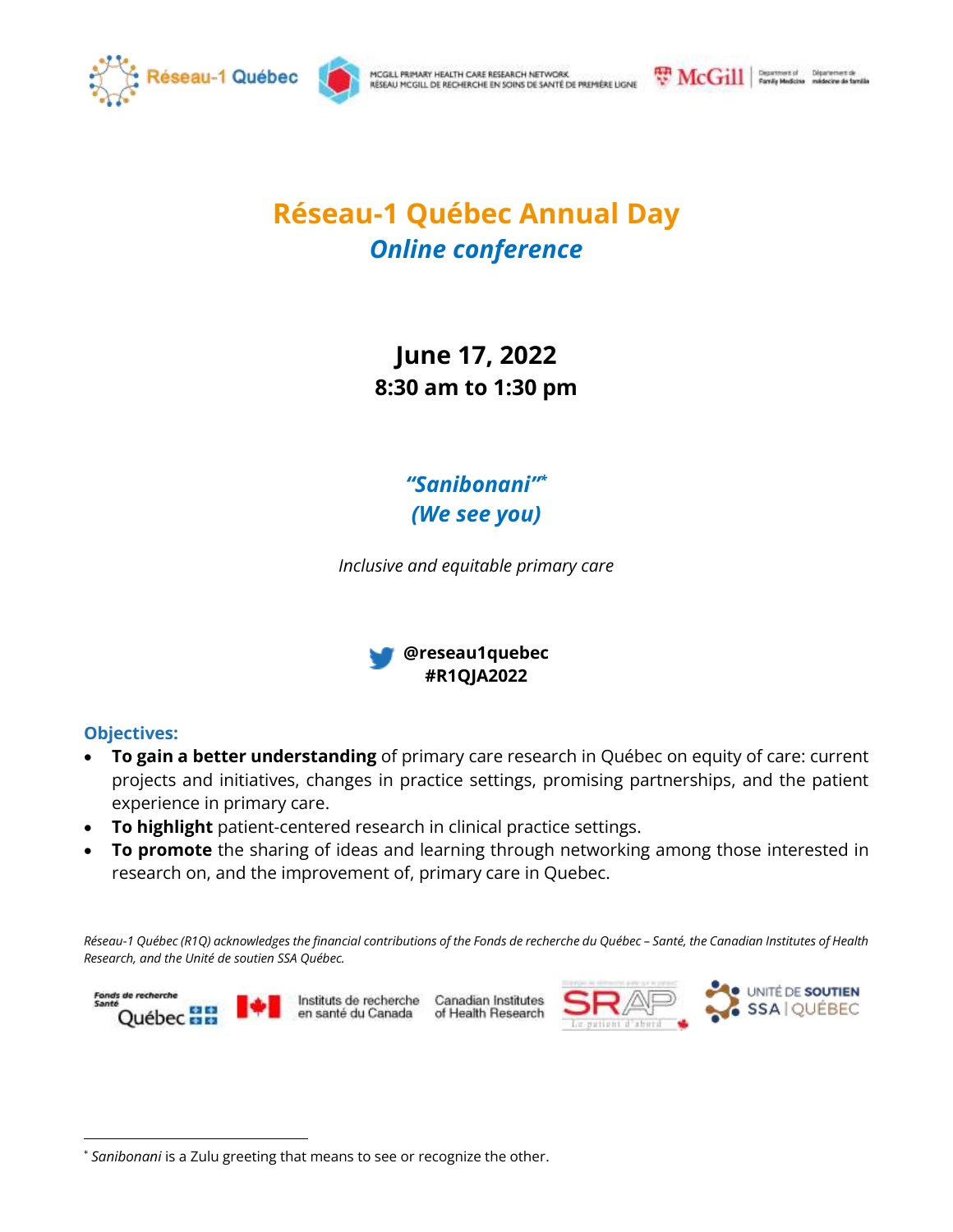Réseau-1 Québec | McGill Primary Health Care Research Network / Réseau McGill de recherche en soins de santé de première ligne | McGill Department of Family Medicine / Département de médecine de famille

# Réseau-1 Québec Annual Day

## *Online conference*

**June 17, 2022**
**8:30 am to 1:30 pm**

***"Sanibonani"*** [*]
***(We see you)***

*Inclusive and equitable primary care*

**@reseau1quebec**
**#R1QJA2022**

### Objectives:

- **To gain a better understanding** of primary care research in Québec on equity of care: current projects and initiatives, changes in practice settings, promising partnerships, and the patient experience in primary care.
- **To highlight** patient-centered research in clinical practice settings.
- **To promote** the sharing of ideas and learning through networking among those interested in research on, and the improvement of, primary care in Quebec.

*Réseau-1 Québec (R1Q) acknowledges the financial contributions of the Fonds de recherche du Québec – Santé, the Canadian Institutes of Health Research, and the Unité de soutien SSA Québec.*

Fonds de recherche Santé Québec | Instituts de recherche en santé du Canada | Canadian Institutes of Health Research | SRAP Le patient d'abord | Unité de soutien SSA | Québec

---

[*] *Sanibonani* is a Zulu greeting that means to see or recognize the other.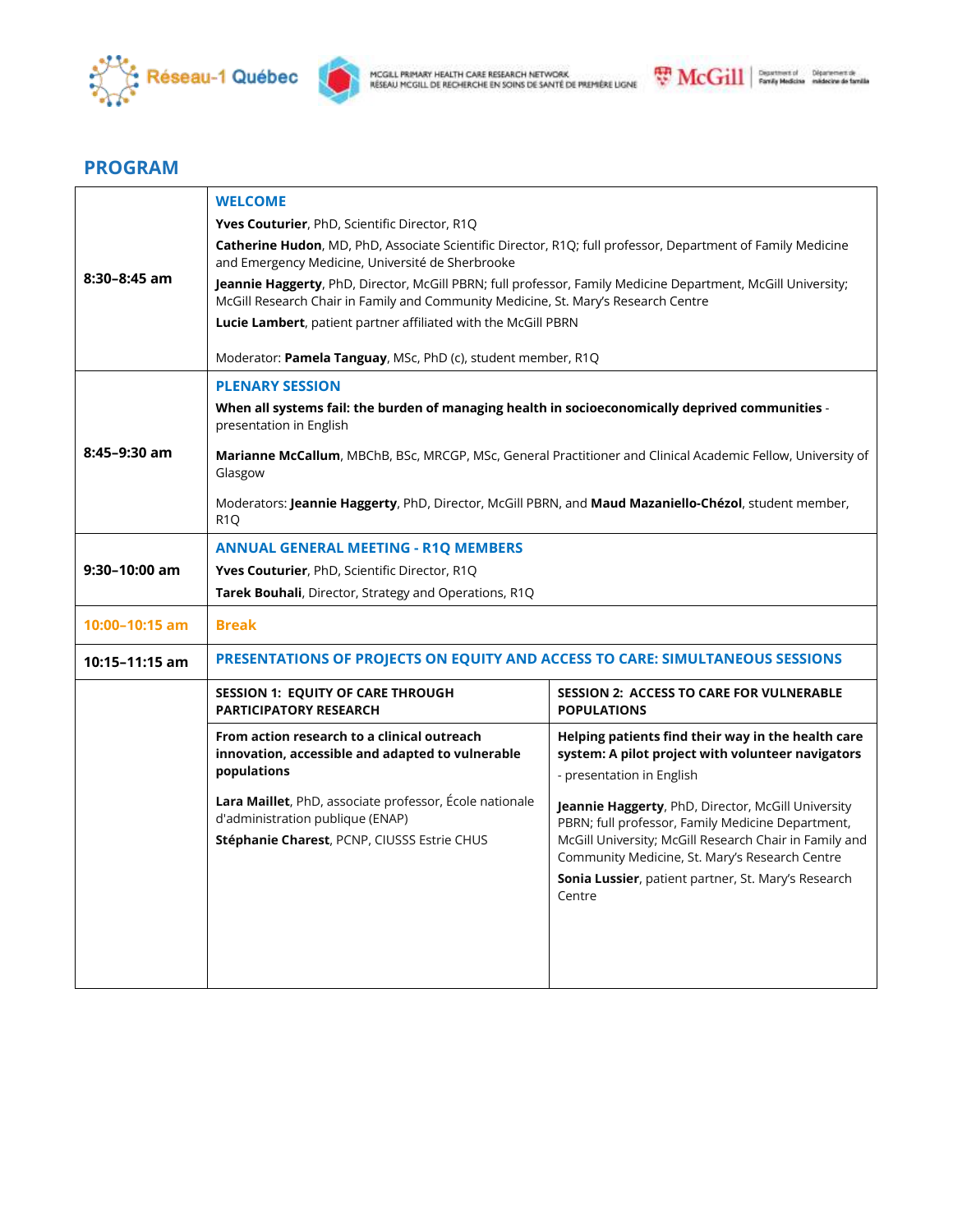## PROGRAM

| Time | Activity |
|---|---|
| **8:30–8:45 am** | **WELCOME**<br>**Yves Couturier**, PhD, Scientific Director, R1Q<br>**Catherine Hudon**, MD, PhD, Associate Scientific Director, R1Q; full professor, Department of Family Medicine and Emergency Medicine, Université de Sherbrooke<br>**Jeannie Haggerty**, PhD, Director, McGill PBRN; full professor, Family Medicine Department, McGill University; McGill Research Chair in Family and Community Medicine, St. Mary's Research Centre<br>**Lucie Lambert**, patient partner affiliated with the McGill PBRN<br><br>Moderator: **Pamela Tanguay**, MSc, PhD (c), student member, R1Q |
| **8:45–9:30 am** | **PLENARY SESSION**<br>**When all systems fail: the burden of managing health in socioeconomically deprived communities** - presentation in English<br><br>**Marianne McCallum**, MBChB, BSc, MRCGP, MSc, General Practitioner and Clinical Academic Fellow, University of Glasgow<br><br>Moderators: **Jeannie Haggerty**, PhD, Director, McGill PBRN, and **Maud Mazaniello-Chézol**, student member, R1Q |
| **9:30–10:00 am** | **ANNUAL GENERAL MEETING - R1Q MEMBERS**<br>**Yves Couturier**, PhD, Scientific Director, R1Q<br>**Tarek Bouhali**, Director, Strategy and Operations, R1Q |
| **10:00–10:15 am** | **Break** |
| **10:15–11:15 am** | **PRESENTATIONS OF PROJECTS ON EQUITY AND ACCESS TO CARE: SIMULTANEOUS SESSIONS** |

| | SESSION 1: EQUITY OF CARE THROUGH PARTICIPATORY RESEARCH | SESSION 2: ACCESS TO CARE FOR VULNERABLE POPULATIONS |
|---|---|---|
| | **From action research to a clinical outreach innovation, accessible and adapted to vulnerable populations**<br><br>**Lara Maillet**, PhD, associate professor, École nationale d'administration publique (ENAP)<br>**Stéphanie Charest**, PCNP, CIUSSS Estrie CHUS | **Helping patients find their way in the health care system: A pilot project with volunteer navigators**<br>- presentation in English<br><br>**Jeannie Haggerty**, PhD, Director, McGill University PBRN; full professor, Family Medicine Department, McGill University; McGill Research Chair in Family and Community Medicine, St. Mary's Research Centre<br>**Sonia Lussier**, patient partner, St. Mary's Research Centre |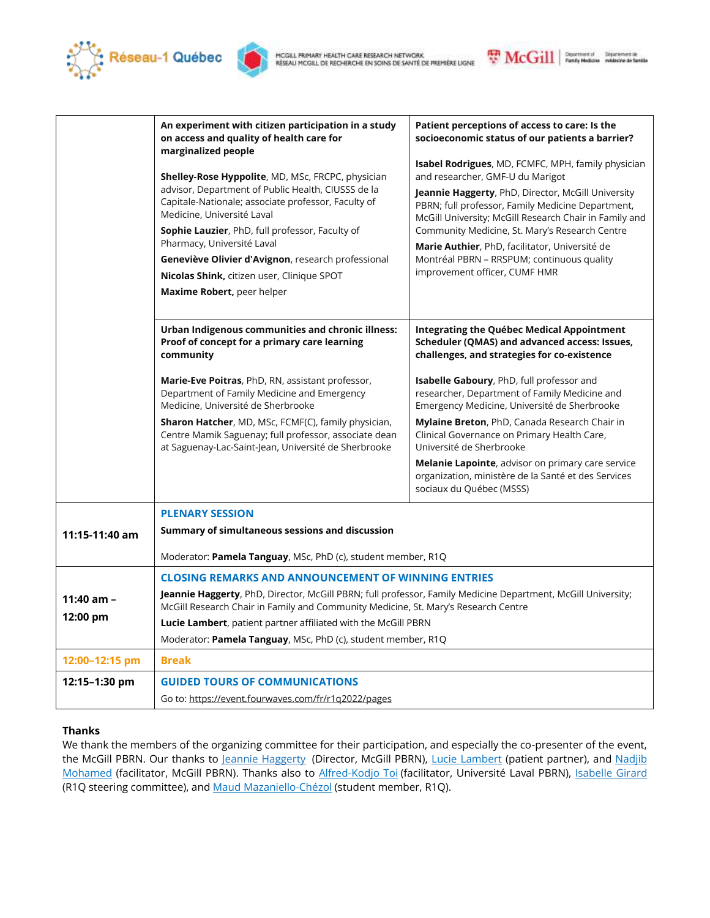| | | |
|---|---|---|
| | **An experiment with citizen participation in a study on access and quality of health care for marginalized people**<br><br>**Shelley-Rose Hyppolite**, MD, MSc, FRCPC, physician advisor, Department of Public Health, CIUSSS de la Capitale-Nationale; associate professor, Faculty of Medicine, Université Laval<br>**Sophie Lauzier**, PhD, full professor, Faculty of Pharmacy, Université Laval<br>**Geneviève Olivier d'Avignon**, research professional<br>**Nicolas Shink,** citizen user, Clinique SPOT<br>**Maxime Robert,** peer helper | **Patient perceptions of access to care: Is the socioeconomic status of our patients a barrier?**<br><br>**Isabel Rodrigues**, MD, FCMFC, MPH, family physician and researcher, GMF-U du Marigot<br>**Jeannie Haggerty**, PhD, Director, McGill University PBRN; full professor, Family Medicine Department, McGill University; McGill Research Chair in Family and Community Medicine, St. Mary's Research Centre<br>**Marie Authier**, PhD, facilitator, Université de Montréal PBRN – RRSPUM; continuous quality improvement officer, CUMF HMR |
| | **Urban Indigenous communities and chronic illness: Proof of concept for a primary care learning community**<br><br>**Marie-Eve Poitras**, PhD, RN, assistant professor, Department of Family Medicine and Emergency Medicine, Université de Sherbrooke<br>**Sharon Hatcher**, MD, MSc, FCMF(C), family physician, Centre Mamik Saguenay; full professor, associate dean at Saguenay-Lac-Saint-Jean, Université de Sherbrooke | **Integrating the Québec Medical Appointment Scheduler (QMAS) and advanced access: Issues, challenges, and strategies for co-existence**<br><br>**Isabelle Gaboury**, PhD, full professor and researcher, Department of Family Medicine and Emergency Medicine, Université de Sherbrooke<br>**Mylaine Breton**, PhD, Canada Research Chair in Clinical Governance on Primary Health Care, Université de Sherbrooke<br>**Melanie Lapointe**, advisor on primary care service organization, ministère de la Santé et des Services sociaux du Québec (MSSS) |
| **11:15-11:40 am** | **PLENARY SESSION**<br>**Summary of simultaneous sessions and discussion**<br><br>Moderator: **Pamela Tanguay**, MSc, PhD (c), student member, R1Q | |
| **11:40 am – 12:00 pm** | **CLOSING REMARKS AND ANNOUNCEMENT OF WINNING ENTRIES**<br>**Jeannie Haggerty**, PhD, Director, McGill PBRN; full professor, Family Medicine Department, McGill University; McGill Research Chair in Family and Community Medicine, St. Mary's Research Centre<br>**Lucie Lambert**, patient partner affiliated with the McGill PBRN<br>Moderator: **Pamela Tanguay**, MSc, PhD (c), student member, R1Q | |
| **12:00–12:15 pm** | **Break** | |
| **12:15–1:30 pm** | **GUIDED TOURS OF COMMUNICATIONS**<br>Go to: https://event.fourwaves.com/fr/r1q2022/pages | |

**Thanks**

We thank the members of the organizing committee for their participation, and especially the co-presenter of the event, the McGill PBRN. Our thanks to Jeannie Haggerty (Director, McGill PBRN), Lucie Lambert (patient partner), and Nadjib Mohamed (facilitator, McGill PBRN). Thanks also to Alfred-Kodjo Toi (facilitator, Université Laval PBRN), Isabelle Girard (R1Q steering committee), and Maud Mazaniello-Chézol (student member, R1Q).